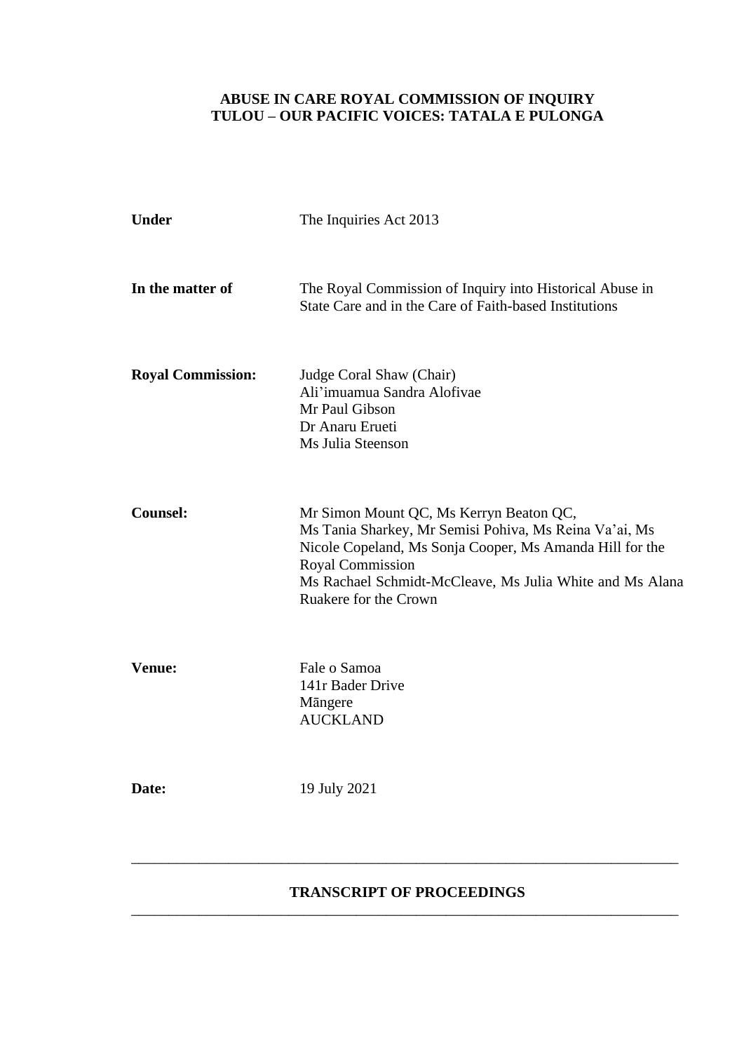**ABUSE IN CARE ROYAL COMMISSION OF INQUIRY**
**TULOU – OUR PACIFIC VOICES: TATALA E PULONGA**

| | |
|---|---|
| **Under** | The Inquiries Act 2013 |
| **In the matter of** | The Royal Commission of Inquiry into Historical Abuse in State Care and in the Care of Faith-based Institutions |
| **Royal Commission:** | Judge Coral Shaw (Chair)<br>Ali'imuamua Sandra Alofivae<br>Mr Paul Gibson<br>Dr Anaru Erueti<br>Ms Julia Steenson |
| **Counsel:** | Mr Simon Mount QC, Ms Kerryn Beaton QC,<br>Ms Tania Sharkey, Mr Semisi Pohiva, Ms Reina Va'ai, Ms Nicole Copeland, Ms Sonja Cooper, Ms Amanda Hill for the Royal Commission<br>Ms Rachael Schmidt-McCleave, Ms Julia White and Ms Alana Ruakere for the Crown |
| **Venue:** | Fale o Samoa<br>141r Bader Drive<br>Māngere<br>AUCKLAND |
| **Date:** | 19 July 2021 |

---

**TRANSCRIPT OF PROCEEDINGS**

---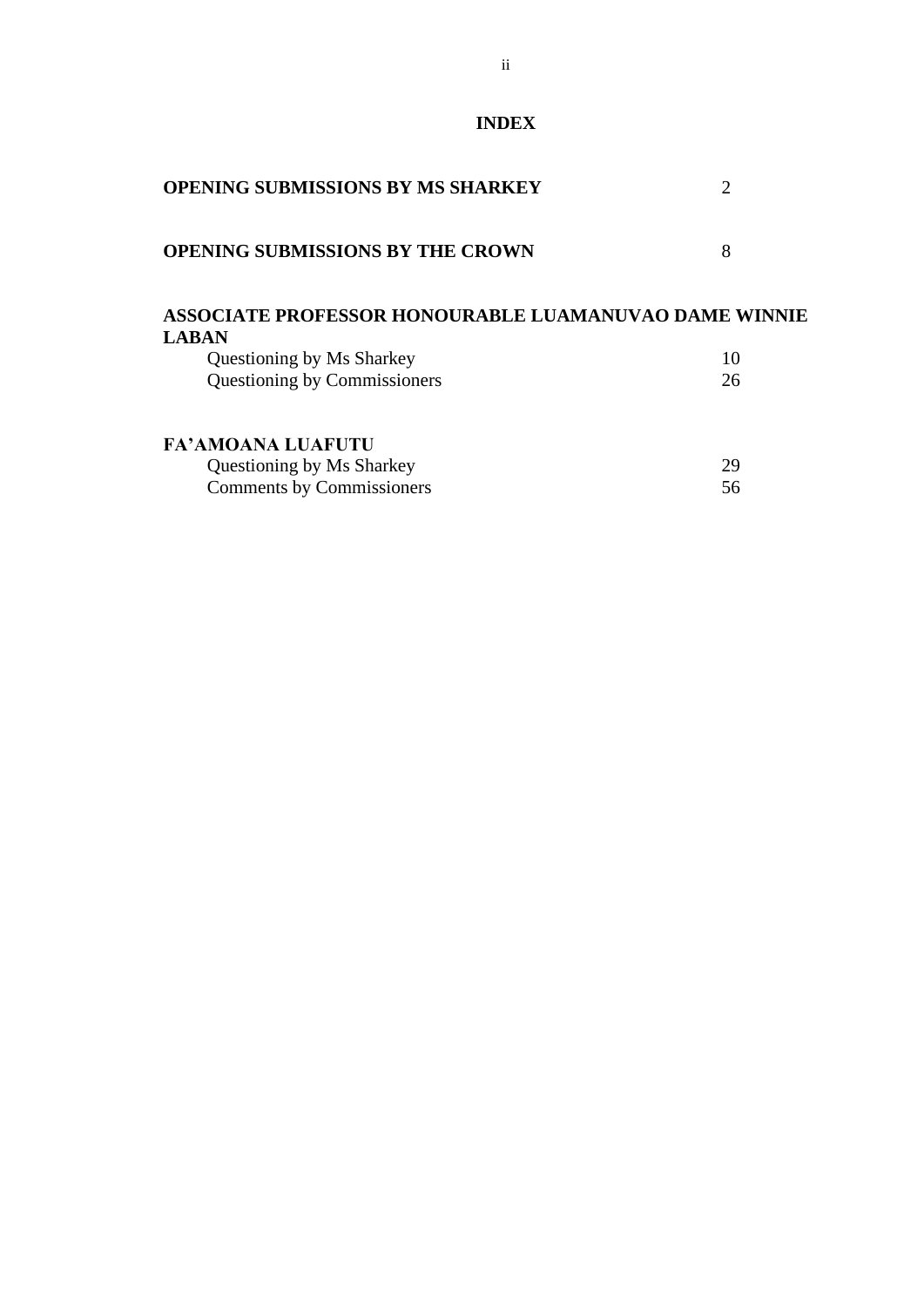# INDEX

| | |
|---|---|
| **OPENING SUBMISSIONS BY MS SHARKEY** | 2 |
| **OPENING SUBMISSIONS BY THE CROWN** | 8 |
| **ASSOCIATE PROFESSOR HONOURABLE LUAMANUVAO DAME WINNIE LABAN** | |
| Questioning by Ms Sharkey | 10 |
| Questioning by Commissioners | 26 |
| **FA'AMOANA LUAFUTU** | |
| Questioning by Ms Sharkey | 29 |
| Comments by Commissioners | 56 |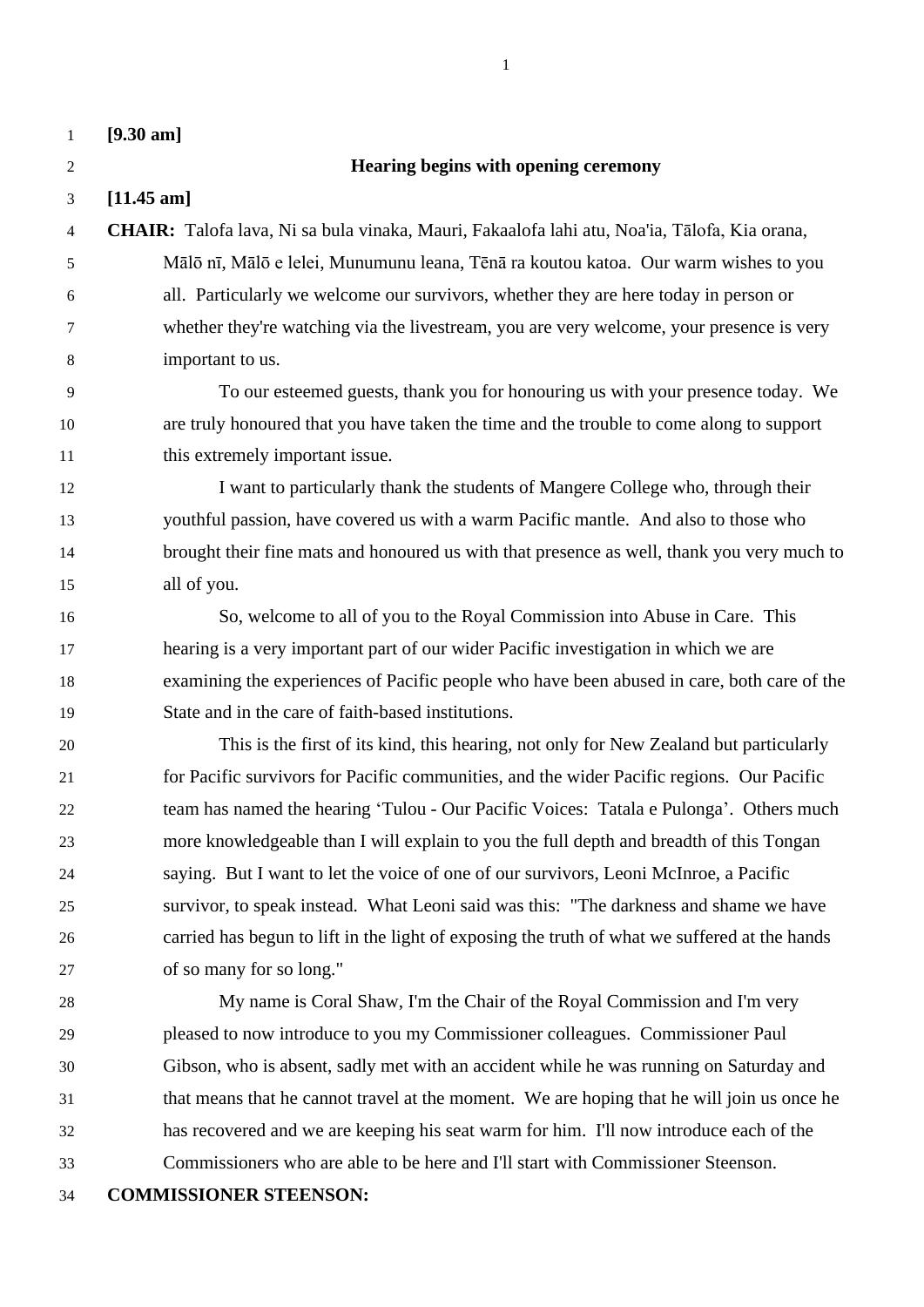**[9.30 am]**

**Hearing begins with opening ceremony**

**[11.45 am]**

**CHAIR:** Talofa lava, Ni sa bula vinaka, Mauri, Fakaalofa lahi atu, Noa'ia, Tālofa, Kia orana, Mālō nī, Mālō e lelei, Munumunu leana, Tēnā ra koutou katoa. Our warm wishes to you all. Particularly we welcome our survivors, whether they are here today in person or whether they're watching via the livestream, you are very welcome, your presence is very important to us.

To our esteemed guests, thank you for honouring us with your presence today. We are truly honoured that you have taken the time and the trouble to come along to support this extremely important issue.

I want to particularly thank the students of Mangere College who, through their youthful passion, have covered us with a warm Pacific mantle. And also to those who brought their fine mats and honoured us with that presence as well, thank you very much to all of you.

So, welcome to all of you to the Royal Commission into Abuse in Care. This hearing is a very important part of our wider Pacific investigation in which we are examining the experiences of Pacific people who have been abused in care, both care of the State and in the care of faith-based institutions.

This is the first of its kind, this hearing, not only for New Zealand but particularly for Pacific survivors for Pacific communities, and the wider Pacific regions. Our Pacific team has named the hearing 'Tulou - Our Pacific Voices: Tatala e Pulonga'. Others much more knowledgeable than I will explain to you the full depth and breadth of this Tongan saying. But I want to let the voice of one of our survivors, Leoni McInroe, a Pacific survivor, to speak instead. What Leoni said was this: "The darkness and shame we have carried has begun to lift in the light of exposing the truth of what we suffered at the hands of so many for so long."

My name is Coral Shaw, I'm the Chair of the Royal Commission and I'm very pleased to now introduce to you my Commissioner colleagues. Commissioner Paul Gibson, who is absent, sadly met with an accident while he was running on Saturday and that means that he cannot travel at the moment. We are hoping that he will join us once he has recovered and we are keeping his seat warm for him. I'll now introduce each of the Commissioners who are able to be here and I'll start with Commissioner Steenson.

**COMMISSIONER STEENSON:**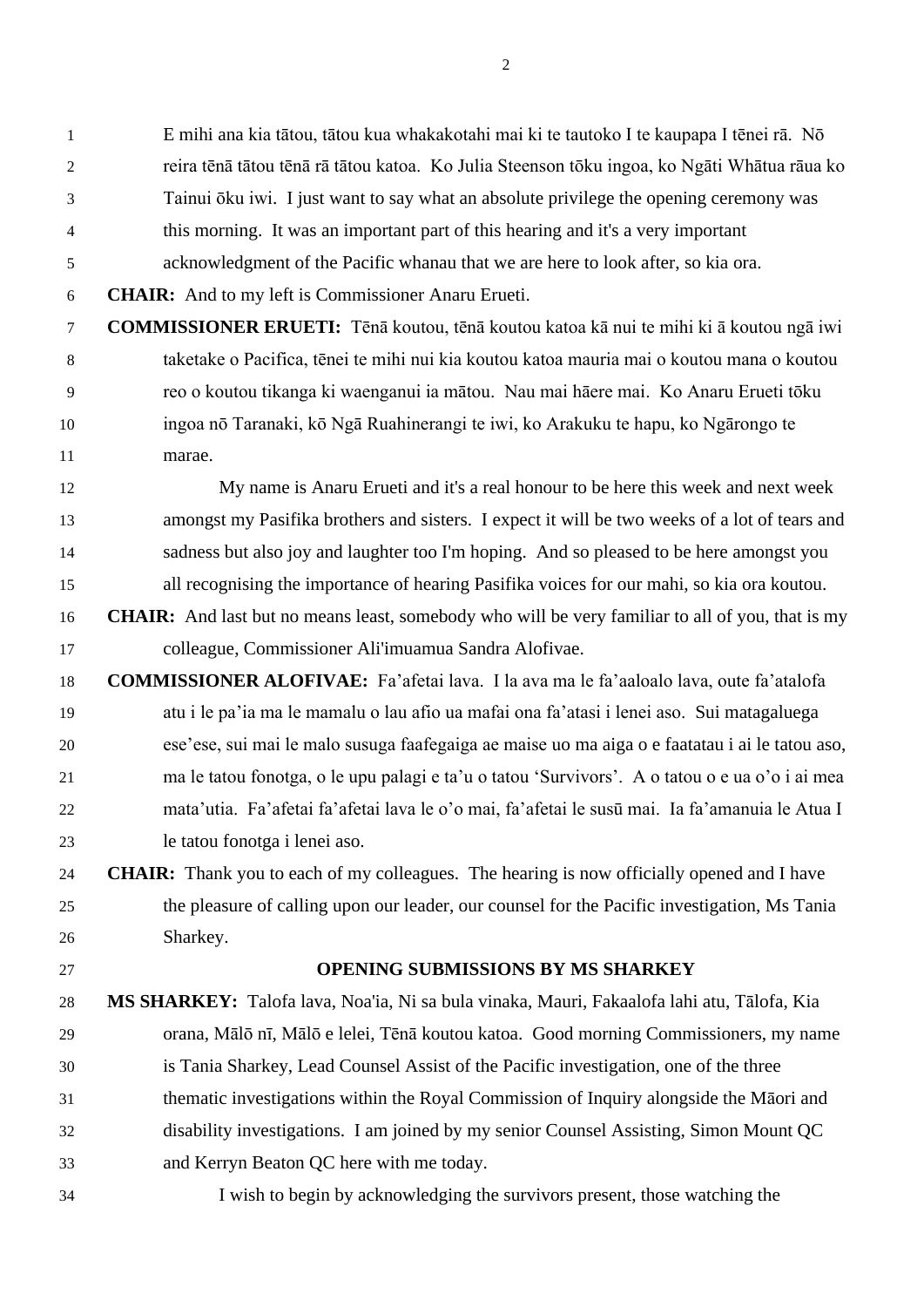E mihi ana kia tātou, tātou kua whakakotahi mai ki te tautoko I te kaupapa I tēnei rā. Nō reira tēnā tātou tēnā rā tātou katoa. Ko Julia Steenson tōku ingoa, ko Ngāti Whātua rāua ko Tainui ōku iwi. I just want to say what an absolute privilege the opening ceremony was this morning. It was an important part of this hearing and it's a very important acknowledgment of the Pacific whanau that we are here to look after, so kia ora.

**CHAIR:** And to my left is Commissioner Anaru Erueti.

**COMMISSIONER ERUETI:** Tēnā koutou, tēnā koutou katoa kā nui te mihi ki ā koutou ngā iwi taketake o Pacifica, tēnei te mihi nui kia koutou katoa mauria mai o koutou mana o koutou reo o koutou tikanga ki waenganui ia mātou. Nau mai hāere mai. Ko Anaru Erueti tōku ingoa nō Taranaki, kō Ngā Ruahinerangi te iwi, ko Arakuku te hapu, ko Ngārongo te marae.

My name is Anaru Erueti and it's a real honour to be here this week and next week amongst my Pasifika brothers and sisters. I expect it will be two weeks of a lot of tears and sadness but also joy and laughter too I'm hoping. And so pleased to be here amongst you all recognising the importance of hearing Pasifika voices for our mahi, so kia ora koutou.

**CHAIR:** And last but no means least, somebody who will be very familiar to all of you, that is my colleague, Commissioner Ali'imuamua Sandra Alofivae.

**COMMISSIONER ALOFIVAE:** Fa'afetai lava. I la ava ma le fa'aaloalo lava, oute fa'atalofa atu i le pa'ia ma le mamalu o lau afio ua mafai ona fa'atasi i lenei aso. Sui matagaluega ese'ese, sui mai le malo susuga faafegaiga ae maise uo ma aiga o e faatatau i ai le tatou aso, ma le tatou fonotga, o le upu palagi e ta'u o tatou 'Survivors'. A o tatou o e ua o'o i ai mea mata'utia. Fa'afetai fa'afetai lava le o'o mai, fa'afetai le susū mai. Ia fa'amanuia le Atua I le tatou fonotga i lenei aso.

**CHAIR:** Thank you to each of my colleagues. The hearing is now officially opened and I have the pleasure of calling upon our leader, our counsel for the Pacific investigation, Ms Tania Sharkey.

## OPENING SUBMISSIONS BY MS SHARKEY

**MS SHARKEY:** Talofa lava, Noa'ia, Ni sa bula vinaka, Mauri, Fakaalofa lahi atu, Tālofa, Kia orana, Mālō nī, Mālō e lelei, Tēnā koutou katoa. Good morning Commissioners, my name is Tania Sharkey, Lead Counsel Assist of the Pacific investigation, one of the three thematic investigations within the Royal Commission of Inquiry alongside the Māori and disability investigations. I am joined by my senior Counsel Assisting, Simon Mount QC and Kerryn Beaton QC here with me today.

I wish to begin by acknowledging the survivors present, those watching the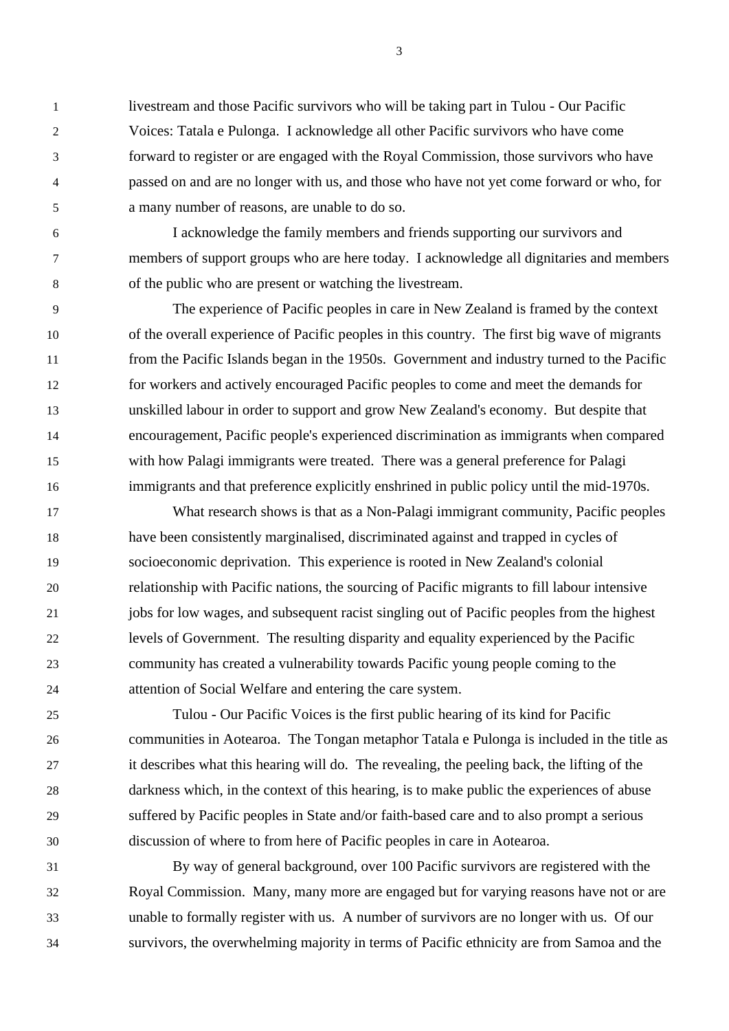livestream and those Pacific survivors who will be taking part in Tulou - Our Pacific Voices: Tatala e Pulonga. I acknowledge all other Pacific survivors who have come forward to register or are engaged with the Royal Commission, those survivors who have passed on and are no longer with us, and those who have not yet come forward or who, for a many number of reasons, are unable to do so.

I acknowledge the family members and friends supporting our survivors and members of support groups who are here today. I acknowledge all dignitaries and members of the public who are present or watching the livestream.

The experience of Pacific peoples in care in New Zealand is framed by the context of the overall experience of Pacific peoples in this country. The first big wave of migrants from the Pacific Islands began in the 1950s. Government and industry turned to the Pacific for workers and actively encouraged Pacific peoples to come and meet the demands for unskilled labour in order to support and grow New Zealand's economy. But despite that encouragement, Pacific people's experienced discrimination as immigrants when compared with how Palagi immigrants were treated. There was a general preference for Palagi immigrants and that preference explicitly enshrined in public policy until the mid-1970s.

What research shows is that as a Non-Palagi immigrant community, Pacific peoples have been consistently marginalised, discriminated against and trapped in cycles of socioeconomic deprivation. This experience is rooted in New Zealand's colonial relationship with Pacific nations, the sourcing of Pacific migrants to fill labour intensive jobs for low wages, and subsequent racist singling out of Pacific peoples from the highest levels of Government. The resulting disparity and equality experienced by the Pacific community has created a vulnerability towards Pacific young people coming to the attention of Social Welfare and entering the care system.

Tulou - Our Pacific Voices is the first public hearing of its kind for Pacific communities in Aotearoa. The Tongan metaphor Tatala e Pulonga is included in the title as it describes what this hearing will do. The revealing, the peeling back, the lifting of the darkness which, in the context of this hearing, is to make public the experiences of abuse suffered by Pacific peoples in State and/or faith-based care and to also prompt a serious discussion of where to from here of Pacific peoples in care in Aotearoa.

By way of general background, over 100 Pacific survivors are registered with the Royal Commission. Many, many more are engaged but for varying reasons have not or are unable to formally register with us. A number of survivors are no longer with us. Of our survivors, the overwhelming majority in terms of Pacific ethnicity are from Samoa and the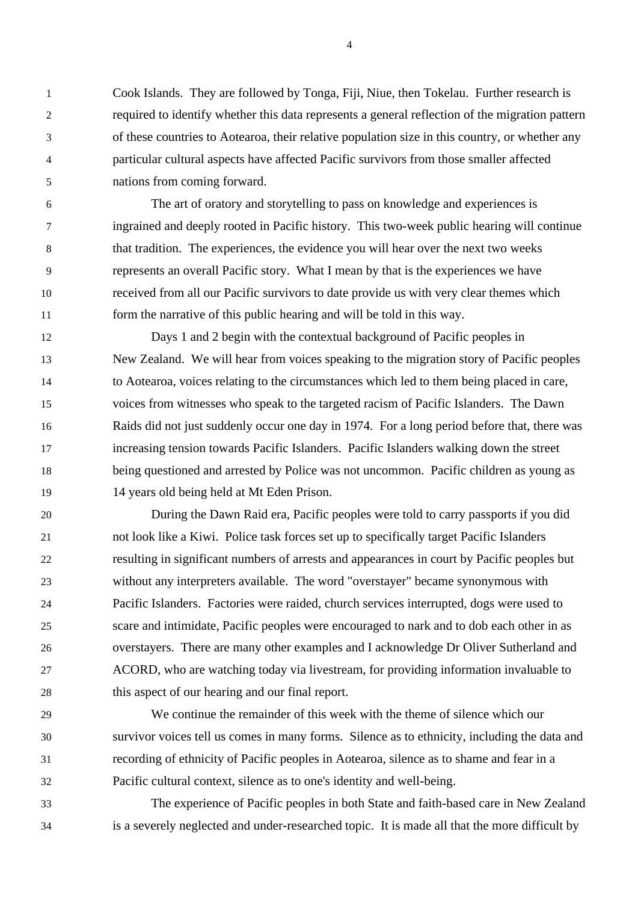Cook Islands. They are followed by Tonga, Fiji, Niue, then Tokelau. Further research is required to identify whether this data represents a general reflection of the migration pattern of these countries to Aotearoa, their relative population size in this country, or whether any particular cultural aspects have affected Pacific survivors from those smaller affected nations from coming forward.

The art of oratory and storytelling to pass on knowledge and experiences is ingrained and deeply rooted in Pacific history. This two-week public hearing will continue that tradition. The experiences, the evidence you will hear over the next two weeks represents an overall Pacific story. What I mean by that is the experiences we have received from all our Pacific survivors to date provide us with very clear themes which form the narrative of this public hearing and will be told in this way.

Days 1 and 2 begin with the contextual background of Pacific peoples in New Zealand. We will hear from voices speaking to the migration story of Pacific peoples to Aotearoa, voices relating to the circumstances which led to them being placed in care, voices from witnesses who speak to the targeted racism of Pacific Islanders. The Dawn Raids did not just suddenly occur one day in 1974. For a long period before that, there was increasing tension towards Pacific Islanders. Pacific Islanders walking down the street being questioned and arrested by Police was not uncommon. Pacific children as young as 14 years old being held at Mt Eden Prison.

During the Dawn Raid era, Pacific peoples were told to carry passports if you did not look like a Kiwi. Police task forces set up to specifically target Pacific Islanders resulting in significant numbers of arrests and appearances in court by Pacific peoples but without any interpreters available. The word "overstayer" became synonymous with Pacific Islanders. Factories were raided, church services interrupted, dogs were used to scare and intimidate, Pacific peoples were encouraged to nark and to dob each other in as overstayers. There are many other examples and I acknowledge Dr Oliver Sutherland and ACORD, who are watching today via livestream, for providing information invaluable to this aspect of our hearing and our final report.

We continue the remainder of this week with the theme of silence which our survivor voices tell us comes in many forms. Silence as to ethnicity, including the data and recording of ethnicity of Pacific peoples in Aotearoa, silence as to shame and fear in a Pacific cultural context, silence as to one's identity and well-being.

The experience of Pacific peoples in both State and faith-based care in New Zealand is a severely neglected and under-researched topic. It is made all that the more difficult by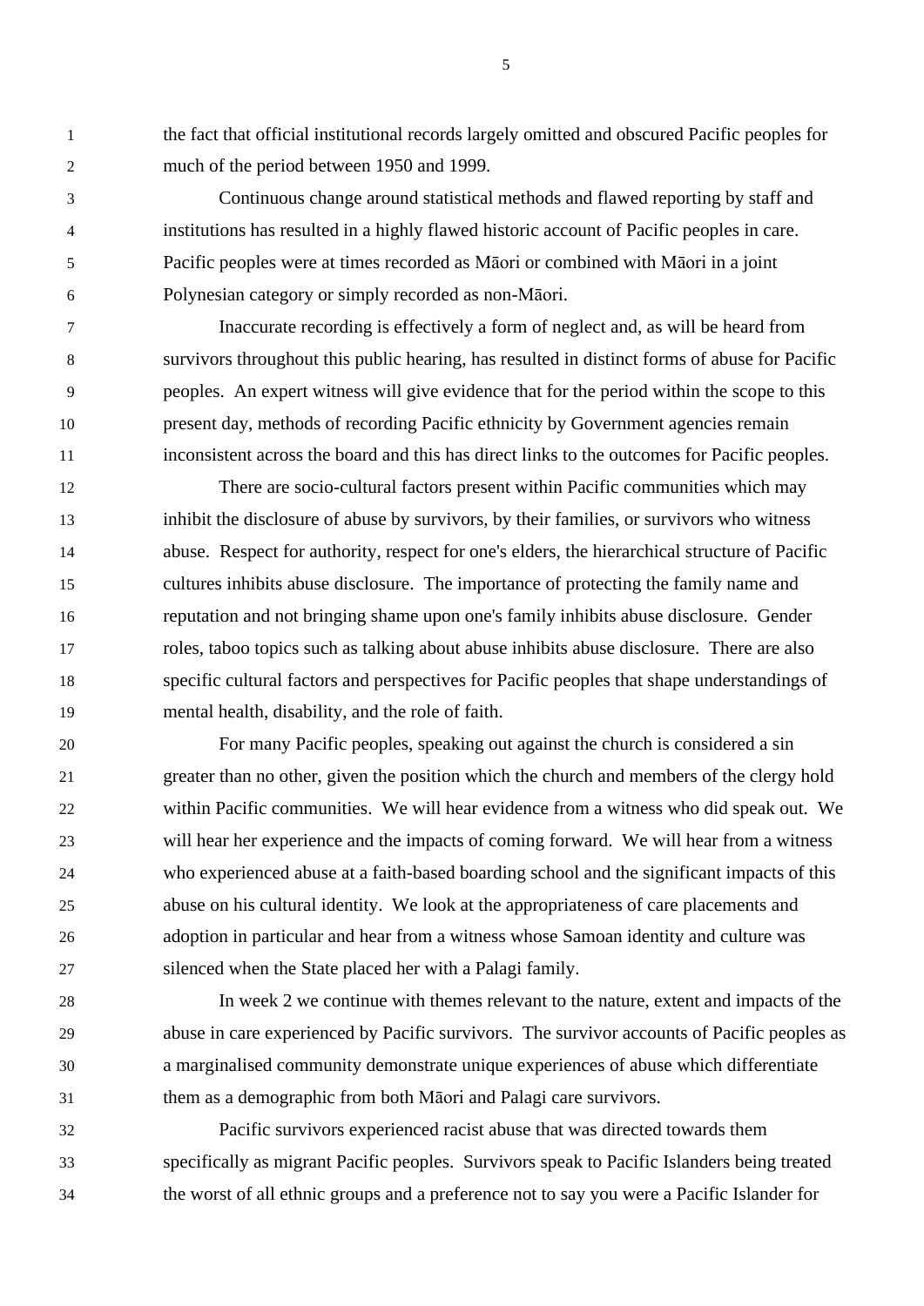the fact that official institutional records largely omitted and obscured Pacific peoples for much of the period between 1950 and 1999.

Continuous change around statistical methods and flawed reporting by staff and institutions has resulted in a highly flawed historic account of Pacific peoples in care. Pacific peoples were at times recorded as Māori or combined with Māori in a joint Polynesian category or simply recorded as non-Māori.

Inaccurate recording is effectively a form of neglect and, as will be heard from survivors throughout this public hearing, has resulted in distinct forms of abuse for Pacific peoples. An expert witness will give evidence that for the period within the scope to this present day, methods of recording Pacific ethnicity by Government agencies remain inconsistent across the board and this has direct links to the outcomes for Pacific peoples.

There are socio-cultural factors present within Pacific communities which may inhibit the disclosure of abuse by survivors, by their families, or survivors who witness abuse. Respect for authority, respect for one's elders, the hierarchical structure of Pacific cultures inhibits abuse disclosure. The importance of protecting the family name and reputation and not bringing shame upon one's family inhibits abuse disclosure. Gender roles, taboo topics such as talking about abuse inhibits abuse disclosure. There are also specific cultural factors and perspectives for Pacific peoples that shape understandings of mental health, disability, and the role of faith.

For many Pacific peoples, speaking out against the church is considered a sin greater than no other, given the position which the church and members of the clergy hold within Pacific communities. We will hear evidence from a witness who did speak out. We will hear her experience and the impacts of coming forward. We will hear from a witness who experienced abuse at a faith-based boarding school and the significant impacts of this abuse on his cultural identity. We look at the appropriateness of care placements and adoption in particular and hear from a witness whose Samoan identity and culture was silenced when the State placed her with a Palagi family.

In week 2 we continue with themes relevant to the nature, extent and impacts of the abuse in care experienced by Pacific survivors. The survivor accounts of Pacific peoples as a marginalised community demonstrate unique experiences of abuse which differentiate them as a demographic from both Māori and Palagi care survivors.

Pacific survivors experienced racist abuse that was directed towards them specifically as migrant Pacific peoples. Survivors speak to Pacific Islanders being treated the worst of all ethnic groups and a preference not to say you were a Pacific Islander for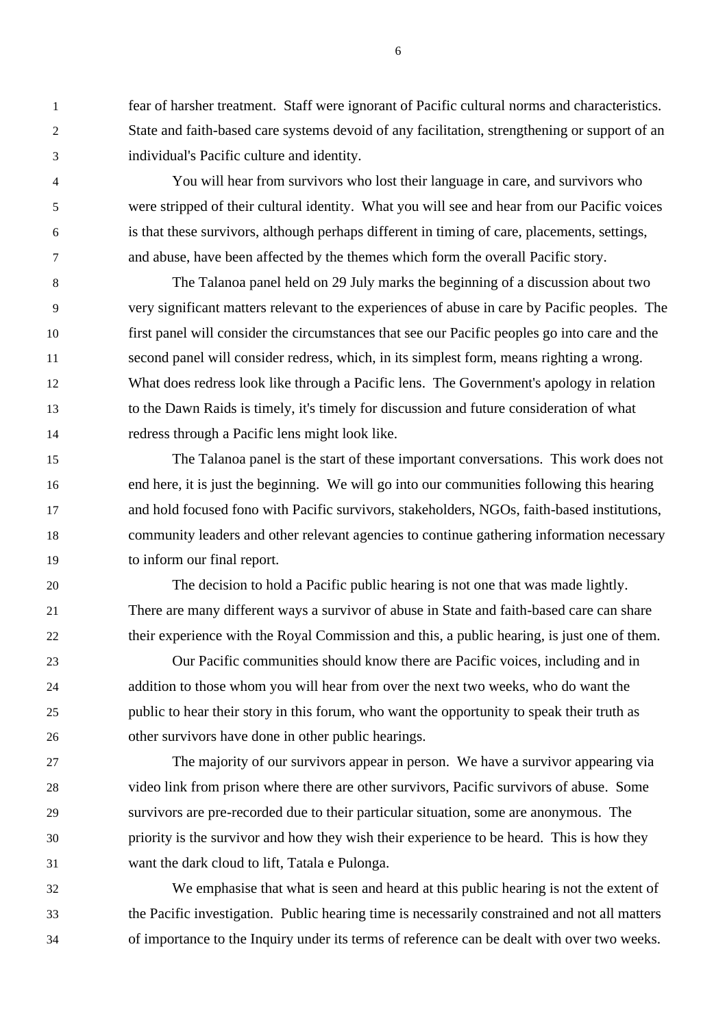fear of harsher treatment. Staff were ignorant of Pacific cultural norms and characteristics. State and faith-based care systems devoid of any facilitation, strengthening or support of an individual's Pacific culture and identity.

You will hear from survivors who lost their language in care, and survivors who were stripped of their cultural identity. What you will see and hear from our Pacific voices is that these survivors, although perhaps different in timing of care, placements, settings, and abuse, have been affected by the themes which form the overall Pacific story.

The Talanoa panel held on 29 July marks the beginning of a discussion about two very significant matters relevant to the experiences of abuse in care by Pacific peoples. The first panel will consider the circumstances that see our Pacific peoples go into care and the second panel will consider redress, which, in its simplest form, means righting a wrong. What does redress look like through a Pacific lens. The Government's apology in relation to the Dawn Raids is timely, it's timely for discussion and future consideration of what redress through a Pacific lens might look like.

The Talanoa panel is the start of these important conversations. This work does not end here, it is just the beginning. We will go into our communities following this hearing and hold focused fono with Pacific survivors, stakeholders, NGOs, faith-based institutions, community leaders and other relevant agencies to continue gathering information necessary to inform our final report.

The decision to hold a Pacific public hearing is not one that was made lightly. There are many different ways a survivor of abuse in State and faith-based care can share their experience with the Royal Commission and this, a public hearing, is just one of them.

Our Pacific communities should know there are Pacific voices, including and in addition to those whom you will hear from over the next two weeks, who do want the public to hear their story in this forum, who want the opportunity to speak their truth as other survivors have done in other public hearings.

The majority of our survivors appear in person. We have a survivor appearing via video link from prison where there are other survivors, Pacific survivors of abuse. Some survivors are pre-recorded due to their particular situation, some are anonymous. The priority is the survivor and how they wish their experience to be heard. This is how they want the dark cloud to lift, Tatala e Pulonga.

We emphasise that what is seen and heard at this public hearing is not the extent of the Pacific investigation. Public hearing time is necessarily constrained and not all matters of importance to the Inquiry under its terms of reference can be dealt with over two weeks.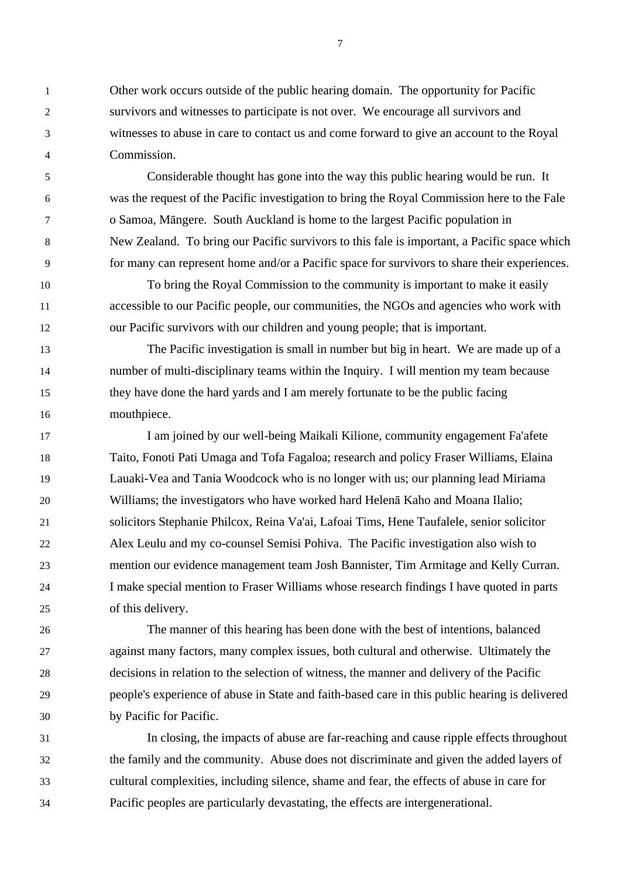Other work occurs outside of the public hearing domain. The opportunity for Pacific survivors and witnesses to participate is not over. We encourage all survivors and witnesses to abuse in care to contact us and come forward to give an account to the Royal Commission.

Considerable thought has gone into the way this public hearing would be run. It was the request of the Pacific investigation to bring the Royal Commission here to the Fale o Samoa, Māngere. South Auckland is home to the largest Pacific population in New Zealand. To bring our Pacific survivors to this fale is important, a Pacific space which for many can represent home and/or a Pacific space for survivors to share their experiences.

To bring the Royal Commission to the community is important to make it easily accessible to our Pacific people, our communities, the NGOs and agencies who work with our Pacific survivors with our children and young people; that is important.

The Pacific investigation is small in number but big in heart. We are made up of a number of multi-disciplinary teams within the Inquiry. I will mention my team because they have done the hard yards and I am merely fortunate to be the public facing mouthpiece.

I am joined by our well-being Maikali Kilione, community engagement Fa'afete Taito, Fonoti Pati Umaga and Tofa Fagaloa; research and policy Fraser Williams, Elaina Lauaki-Vea and Tania Woodcock who is no longer with us; our planning lead Miriama Williams; the investigators who have worked hard Helenā Kaho and Moana Ilalio; solicitors Stephanie Philcox, Reina Va'ai, Lafoai Tims, Hene Taufalele, senior solicitor Alex Leulu and my co-counsel Semisi Pohiva. The Pacific investigation also wish to mention our evidence management team Josh Bannister, Tim Armitage and Kelly Curran. I make special mention to Fraser Williams whose research findings I have quoted in parts of this delivery.

The manner of this hearing has been done with the best of intentions, balanced against many factors, many complex issues, both cultural and otherwise. Ultimately the decisions in relation to the selection of witness, the manner and delivery of the Pacific people's experience of abuse in State and faith-based care in this public hearing is delivered by Pacific for Pacific.

In closing, the impacts of abuse are far-reaching and cause ripple effects throughout the family and the community. Abuse does not discriminate and given the added layers of cultural complexities, including silence, shame and fear, the effects of abuse in care for Pacific peoples are particularly devastating, the effects are intergenerational.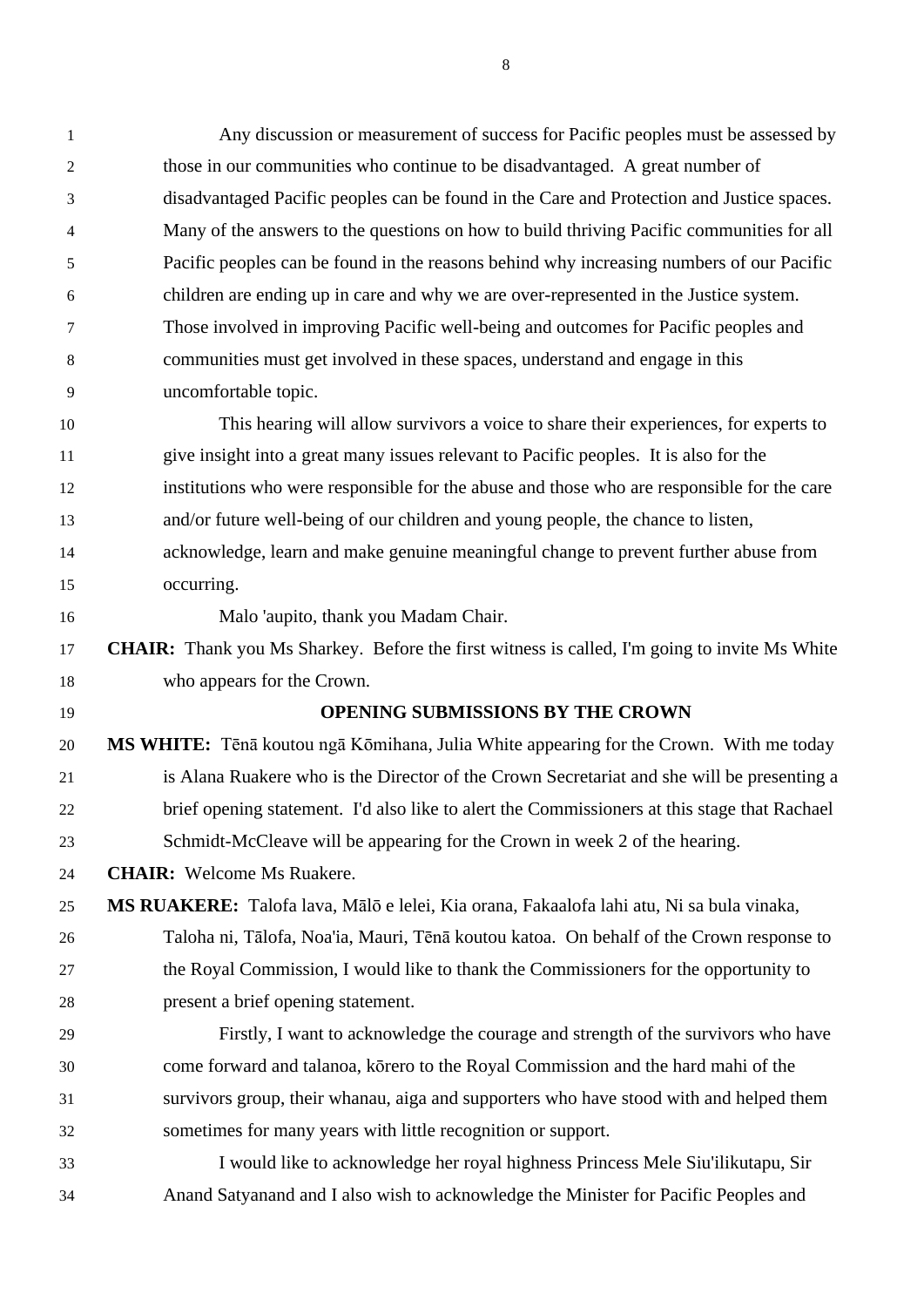Any discussion or measurement of success for Pacific peoples must be assessed by those in our communities who continue to be disadvantaged. A great number of disadvantaged Pacific peoples can be found in the Care and Protection and Justice spaces. Many of the answers to the questions on how to build thriving Pacific communities for all Pacific peoples can be found in the reasons behind why increasing numbers of our Pacific children are ending up in care and why we are over-represented in the Justice system. Those involved in improving Pacific well-being and outcomes for Pacific peoples and communities must get involved in these spaces, understand and engage in this uncomfortable topic.

This hearing will allow survivors a voice to share their experiences, for experts to give insight into a great many issues relevant to Pacific peoples. It is also for the institutions who were responsible for the abuse and those who are responsible for the care and/or future well-being of our children and young people, the chance to listen, acknowledge, learn and make genuine meaningful change to prevent further abuse from occurring.

Malo 'aupito, thank you Madam Chair.

**CHAIR:** Thank you Ms Sharkey. Before the first witness is called, I'm going to invite Ms White who appears for the Crown.

## OPENING SUBMISSIONS BY THE CROWN

**MS WHITE:** Tēnā koutou ngā Kōmihana, Julia White appearing for the Crown. With me today is Alana Ruakere who is the Director of the Crown Secretariat and she will be presenting a brief opening statement. I'd also like to alert the Commissioners at this stage that Rachael Schmidt-McCleave will be appearing for the Crown in week 2 of the hearing.

**CHAIR:** Welcome Ms Ruakere.

**MS RUAKERE:** Talofa lava, Mālō e lelei, Kia orana, Fakaalofa lahi atu, Ni sa bula vinaka, Taloha ni, Tālofa, Noa'ia, Mauri, Tēnā koutou katoa. On behalf of the Crown response to the Royal Commission, I would like to thank the Commissioners for the opportunity to present a brief opening statement.

Firstly, I want to acknowledge the courage and strength of the survivors who have come forward and talanoa, kōrero to the Royal Commission and the hard mahi of the survivors group, their whanau, aiga and supporters who have stood with and helped them sometimes for many years with little recognition or support.

I would like to acknowledge her royal highness Princess Mele Siu'ilikutapu, Sir Anand Satyanand and I also wish to acknowledge the Minister for Pacific Peoples and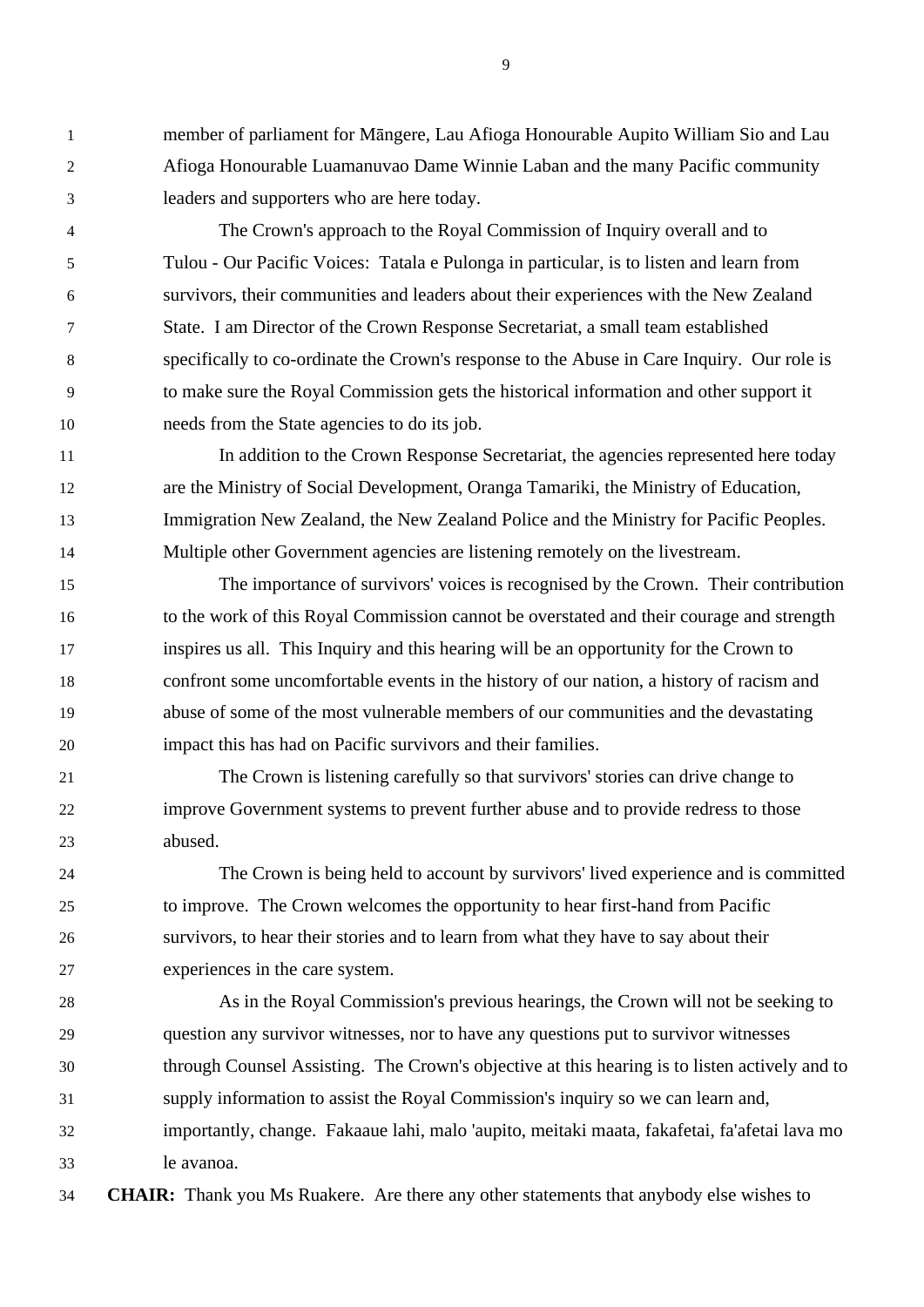member of parliament for Māngere, Lau Afioga Honourable Aupito William Sio and Lau Afioga Honourable Luamanuvao Dame Winnie Laban and the many Pacific community leaders and supporters who are here today.

The Crown's approach to the Royal Commission of Inquiry overall and to Tulou - Our Pacific Voices: Tatala e Pulonga in particular, is to listen and learn from survivors, their communities and leaders about their experiences with the New Zealand State. I am Director of the Crown Response Secretariat, a small team established specifically to co-ordinate the Crown's response to the Abuse in Care Inquiry. Our role is to make sure the Royal Commission gets the historical information and other support it needs from the State agencies to do its job.

In addition to the Crown Response Secretariat, the agencies represented here today are the Ministry of Social Development, Oranga Tamariki, the Ministry of Education, Immigration New Zealand, the New Zealand Police and the Ministry for Pacific Peoples. Multiple other Government agencies are listening remotely on the livestream.

The importance of survivors' voices is recognised by the Crown. Their contribution to the work of this Royal Commission cannot be overstated and their courage and strength inspires us all. This Inquiry and this hearing will be an opportunity for the Crown to confront some uncomfortable events in the history of our nation, a history of racism and abuse of some of the most vulnerable members of our communities and the devastating impact this has had on Pacific survivors and their families.

The Crown is listening carefully so that survivors' stories can drive change to improve Government systems to prevent further abuse and to provide redress to those abused.

The Crown is being held to account by survivors' lived experience and is committed to improve. The Crown welcomes the opportunity to hear first-hand from Pacific survivors, to hear their stories and to learn from what they have to say about their experiences in the care system.

As in the Royal Commission's previous hearings, the Crown will not be seeking to question any survivor witnesses, nor to have any questions put to survivor witnesses through Counsel Assisting. The Crown's objective at this hearing is to listen actively and to supply information to assist the Royal Commission's inquiry so we can learn and, importantly, change. Fakaaue lahi, malo 'aupito, meitaki maata, fakafetai, fa'afetai lava mo le avanoa.

**CHAIR:** Thank you Ms Ruakere. Are there any other statements that anybody else wishes to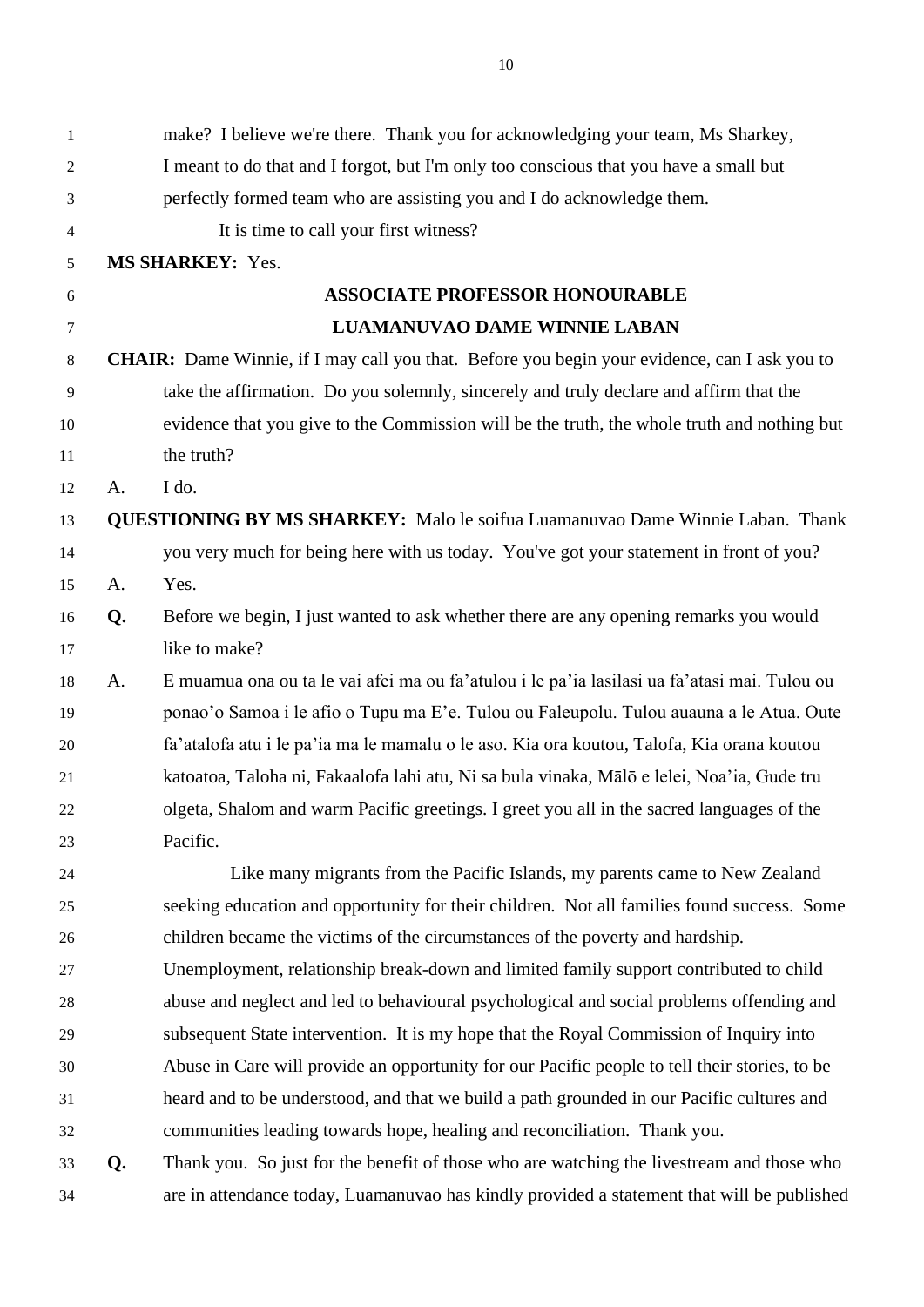make? I believe we're there. Thank you for acknowledging your team, Ms Sharkey, I meant to do that and I forgot, but I'm only too conscious that you have a small but perfectly formed team who are assisting you and I do acknowledge them.

It is time to call your first witness?

**MS SHARKEY:** Yes.

**ASSOCIATE PROFESSOR HONOURABLE**
**LUAMANUVAO DAME WINNIE LABAN**

**CHAIR:** Dame Winnie, if I may call you that. Before you begin your evidence, can I ask you to take the affirmation. Do you solemnly, sincerely and truly declare and affirm that the evidence that you give to the Commission will be the truth, the whole truth and nothing but the truth?

A. I do.

**QUESTIONING BY MS SHARKEY:** Malo le soifua Luamanuvao Dame Winnie Laban. Thank you very much for being here with us today. You've got your statement in front of you?

A. Yes.

**Q.** Before we begin, I just wanted to ask whether there are any opening remarks you would like to make?

A. E muamua ona ou ta le vai afei ma ou fa'atulou i le pa'ia lasilasi ua fa'atasi mai. Tulou ou ponao'o Samoa i le afio o Tupu ma E'e. Tulou ou Faleupolu. Tulou auauna a le Atua. Oute fa'atalofa atu i le pa'ia ma le mamalu o le aso. Kia ora koutou, Talofa, Kia orana koutou katoatoa, Taloha ni, Fakaalofa lahi atu, Ni sa bula vinaka, Mālō e lelei, Noa'ia, Gude tru olgeta, Shalom and warm Pacific greetings. I greet you all in the sacred languages of the Pacific.

Like many migrants from the Pacific Islands, my parents came to New Zealand seeking education and opportunity for their children. Not all families found success. Some children became the victims of the circumstances of the poverty and hardship. Unemployment, relationship break-down and limited family support contributed to child abuse and neglect and led to behavioural psychological and social problems offending and subsequent State intervention. It is my hope that the Royal Commission of Inquiry into Abuse in Care will provide an opportunity for our Pacific people to tell their stories, to be heard and to be understood, and that we build a path grounded in our Pacific cultures and communities leading towards hope, healing and reconciliation. Thank you.

**Q.** Thank you. So just for the benefit of those who are watching the livestream and those who are in attendance today, Luamanuvao has kindly provided a statement that will be published